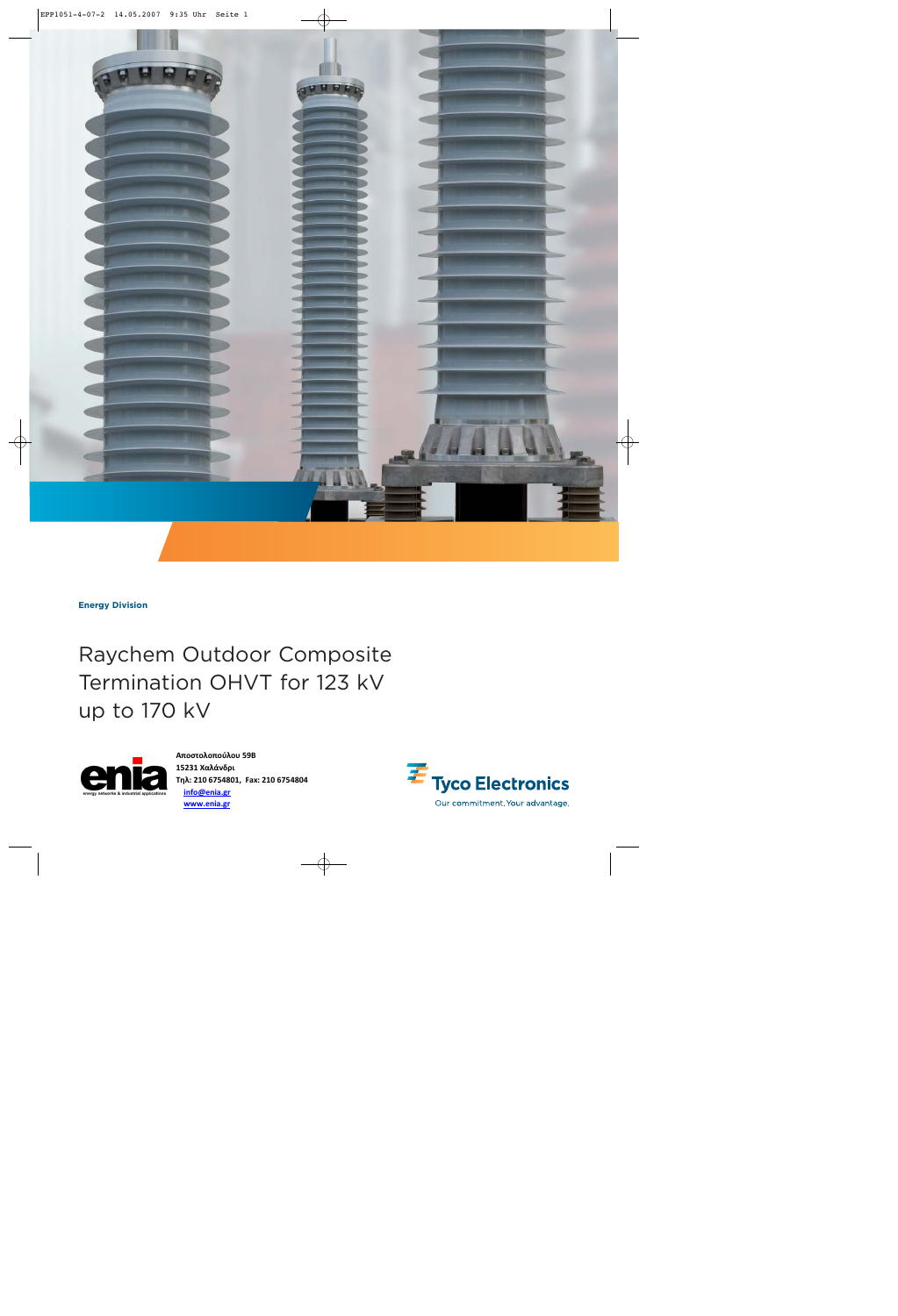**Energy Division**

# Raychem Outdoor Composite Termination OHVT for 123 kV up to 170 kV

Αποστολοπούλου 59Β
15231 Χαλάνδρι
Τηλ: 210 6754801, Fax: 210 6754804
info@enia.gr
www.enia.gr

enia
energy networks & industrial applications

Tyco Electronics
Our commitment. Your advantage.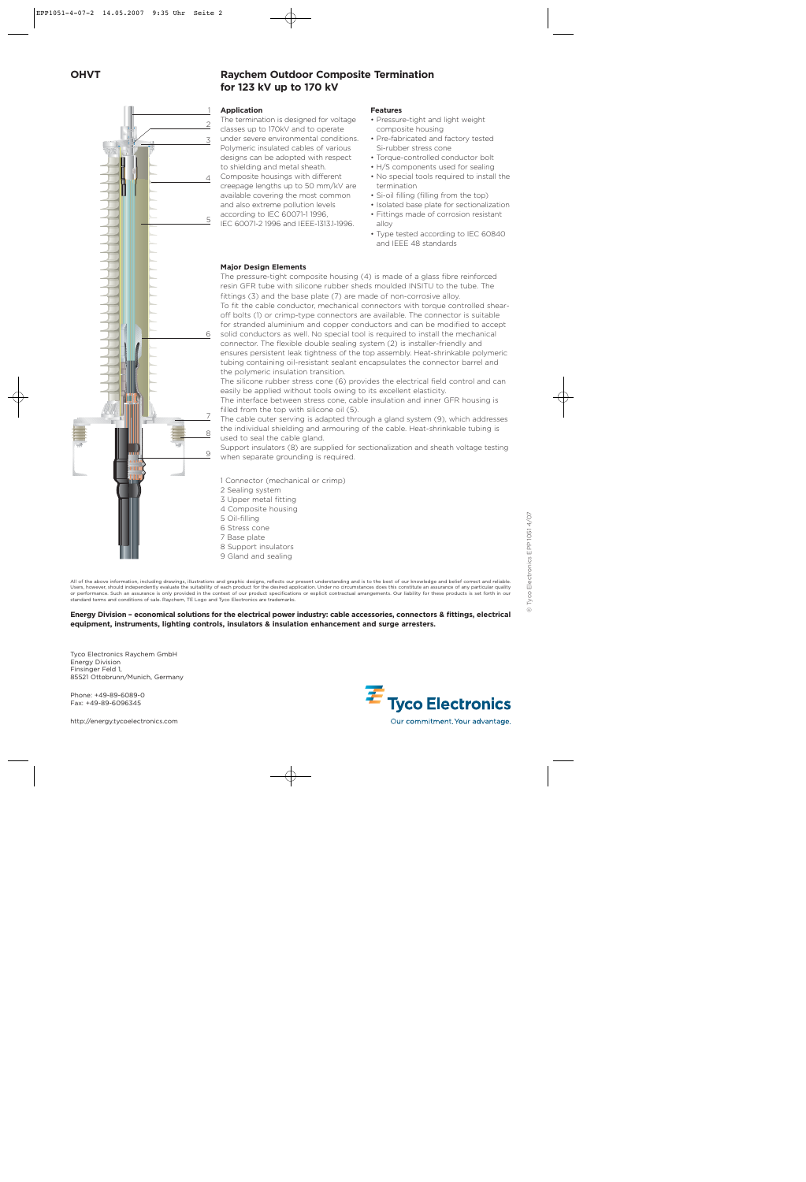# OHVT

## Raychem Outdoor Composite Termination for 123 kV up to 170 kV

1
2
3
4
5
6
7
8
9

### Application

The termination is designed for voltage classes up to 170kV and to operate under severe environmental conditions. Polymeric insulated cables of various designs can be adopted with respect to shielding and metal sheath. Composite housings with different creepage lengths up to 50 mm/kV are available covering the most common and also extreme pollution levels according to IEC 60071-1 1996, IEC 60071-2 1996 and IEEE-1313.1-1996.

### Features

- Pressure-tight and light weight composite housing
- Pre-fabricated and factory tested Si-rubber stress cone
- Torque-controlled conductor bolt
- H/S components used for sealing
- No special tools required to install the termination
- Si-oil filling (filling from the top)
- Isolated base plate for sectionalization
- Fittings made of corrosion resistant alloy
- Type tested according to IEC 60840 and IEEE 48 standards

### Major Design Elements

The pressure-tight composite housing (4) is made of a glass fibre reinforced resin GFR tube with silicone rubber sheds moulded INSITU to the tube. The fittings (3) and the base plate (7) are made of non-corrosive alloy.

To fit the cable conductor, mechanical connectors with torque controlled shear-off bolts (1) or crimp-type connectors are available. The connector is suitable for stranded aluminium and copper conductors and can be modified to accept solid conductors as well. No special tool is required to install the mechanical connector. The flexible double sealing system (2) is installer-friendly and ensures persistent leak tightness of the top assembly. Heat-shrinkable polymeric tubing containing oil-resistant sealant encapsulates the connector barrel and the polymeric insulation transition.

The silicone rubber stress cone (6) provides the electrical field control and can easily be applied without tools owing to its excellent elasticity.

The interface between stress cone, cable insulation and inner GFR housing is filled from the top with silicone oil (5).

The cable outer serving is adapted through a gland system (9), which addresses the individual shielding and armouring of the cable. Heat-shrinkable tubing is used to seal the cable gland.

Support insulators (8) are supplied for sectionalization and sheath voltage testing when separate grounding is required.

1 Connector (mechanical or crimp)
2 Sealing system
3 Upper metal fitting
4 Composite housing
5 Oil-filling
6 Stress cone
7 Base plate
8 Support insulators
9 Gland and sealing

All of the above information, including drawings, illustrations and graphic designs, reflects our present understanding and is to the best of our knowledge and belief correct and reliable. Users, however, should independently evaluate the suitability of each product for the desired application. Under no circumstances does this constitute an assurance of any particular quality or performance. Such an assurance is only provided in the context of our product specifications or explicit contractual arrangements. Our liability for these products is set forth in our standard terms and conditions of sale. Raychem, TE Logo and Tyco Electronics are trademarks.

**Energy Division – economical solutions for the electrical power industry: cable accessories, connectors & fittings, electrical equipment, instruments, lighting controls, insulators & insulation enhancement and surge arresters.**

Tyco Electronics Raychem GmbH
Energy Division
Finsinger Feld 1,
85521 Ottobrunn/Munich, Germany

Phone: +49-89-6089-0
Fax: +49-89-6096345

http://energy.tycoelectronics.com

Tyco Electronics
Our commitment. Your advantage.

© Tyco Electronics EPP 1051 4/07